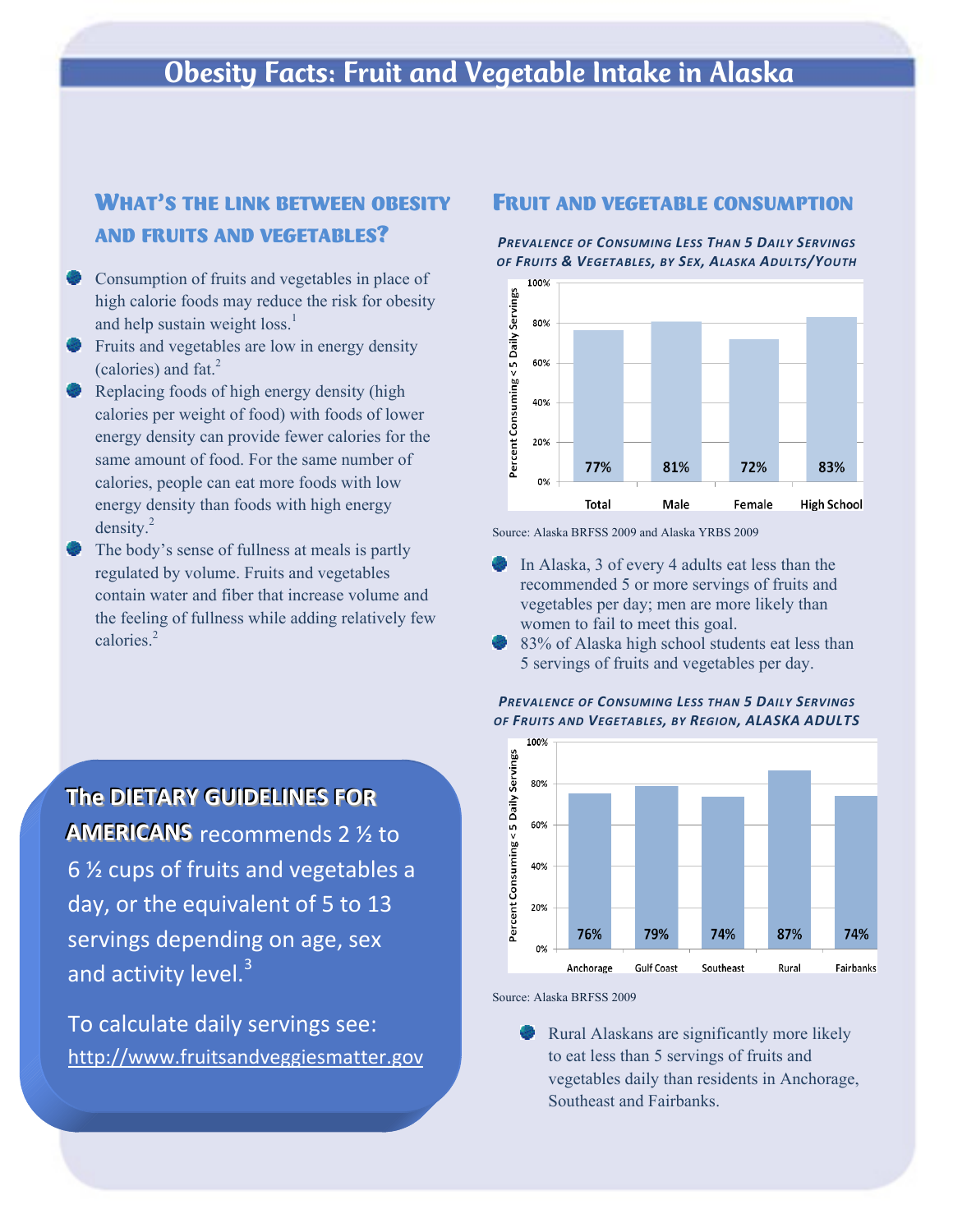# Obesity Facts: Fruit and Vegetable Intake in Alaska

## What's the link between obesity and fruits and vegetables?

- Consumption of fruits and vegetables in place of high calorie foods may reduce the risk for obesity and help sustain weight loss.[1]
- Fruits and vegetables are low in energy density (calories) and fat.[2]
- Replacing foods of high energy density (high calories per weight of food) with foods of lower energy density can provide fewer calories for the same amount of food. For the same number of calories, people can eat more foods with low energy density than foods with high energy density.[2]
- The body's sense of fullness at meals is partly regulated by volume. Fruits and vegetables contain water and fiber that increase volume and the feeling of fullness while adding relatively few calories.[2]

**The DIETARY GUIDELINES FOR AMERICANS** recommends 2 ½ to 6 ½ cups of fruits and vegetables a day, or the equivalent of 5 to 13 servings depending on age, sex and activity level.[3]

To calculate daily servings see: http://www.fruitsandveggiesmatter.gov

## Fruit and vegetable consumption

*Prevalence of Consuming Less Than 5 Daily Servings of Fruits & Vegetables, by Sex, Alaska Adults/Youth*

Percent Consuming < 5 Daily Servings

100%
80%
60%
40%
20%
0%

Total 77%
Male 81%
Female 72%
High School 83%

Source: Alaska BRFSS 2009 and Alaska YRBS 2009

- In Alaska, 3 of every 4 adults eat less than the recommended 5 or more servings of fruits and vegetables per day; men are more likely than women to fail to meet this goal.
- 83% of Alaska high school students eat less than 5 servings of fruits and vegetables per day.

*Prevalence of Consuming Less than 5 Daily Servings of Fruits and Vegetables, by Region, Alaska Adults*

Percent Consuming < 5 Daily Servings

100%
80%
60%
40%
20%
0%

Anchorage 76%
Gulf Coast 79%
Southeast 74%
Rural 87%
Fairbanks 74%

Source: Alaska BRFSS 2009

- Rural Alaskans are significantly more likely to eat less than 5 servings of fruits and vegetables daily than residents in Anchorage, Southeast and Fairbanks.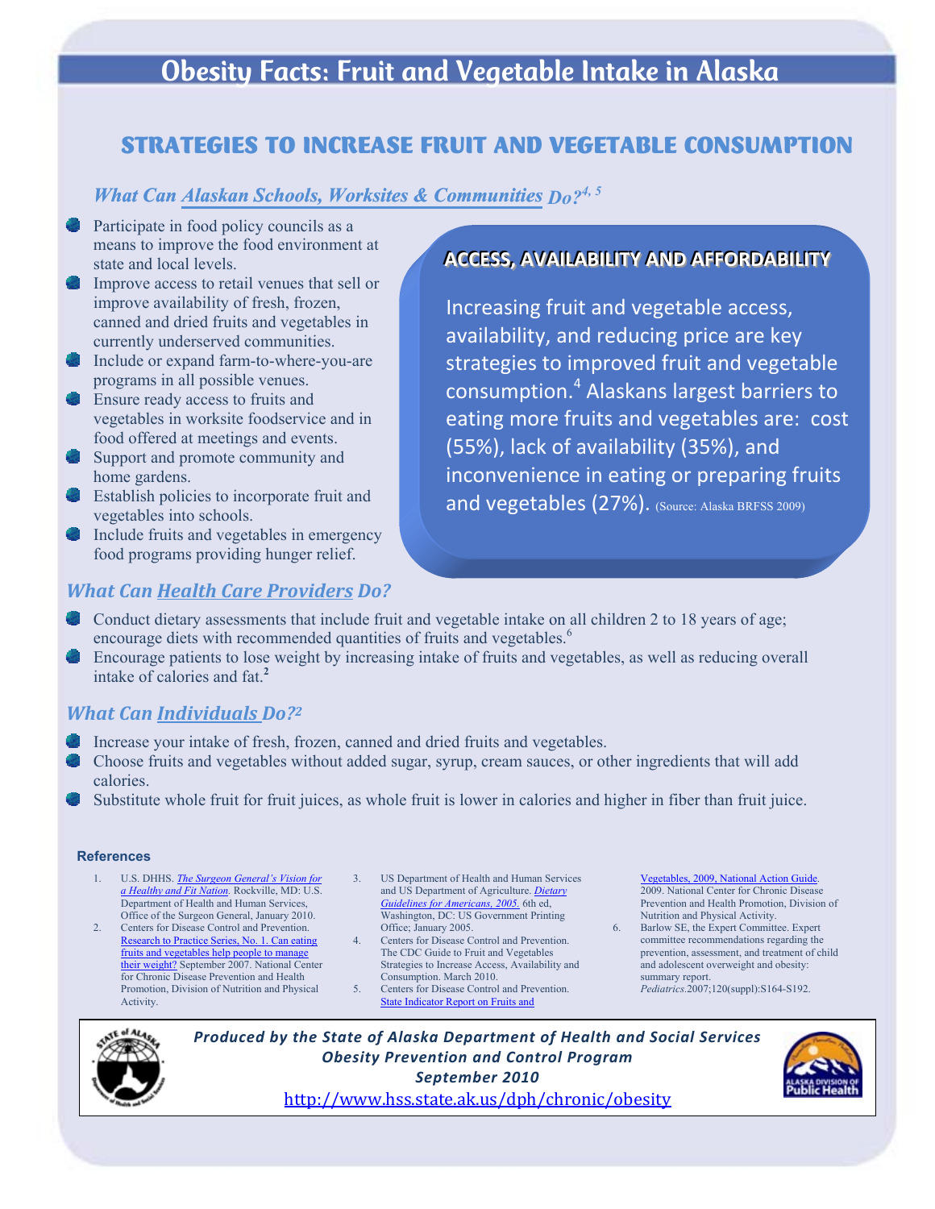# Obesity Facts: Fruit and Vegetable Intake in Alaska

## STRATEGIES TO INCREASE FRUIT AND VEGETABLE CONSUMPTION

### *What Can Alaskan Schools, Worksites & Communities Do?*[4, 5]

- Participate in food policy councils as a means to improve the food environment at state and local levels.
- Improve access to retail venues that sell or improve availability of fresh, frozen, canned and dried fruits and vegetables in currently underserved communities.
- Include or expand farm-to-where-you-are programs in all possible venues.
- Ensure ready access to fruits and vegetables in worksite foodservice and in food offered at meetings and events.
- Support and promote community and home gardens.
- Establish policies to incorporate fruit and vegetables into schools.
- Include fruits and vegetables in emergency food programs providing hunger relief.

**ACCESS, AVAILABILITY AND AFFORDABILITY**

Increasing fruit and vegetable access, availability, and reducing price are key strategies to improved fruit and vegetable consumption.[4] Alaskans largest barriers to eating more fruits and vegetables are: cost (55%), lack of availability (35%), and inconvenience in eating or preparing fruits and vegetables (27%). (Source: Alaska BRFSS 2009)

### *What Can Health Care Providers Do?*

- Conduct dietary assessments that include fruit and vegetable intake on all children 2 to 18 years of age; encourage diets with recommended quantities of fruits and vegetables.[6]
- Encourage patients to lose weight by increasing intake of fruits and vegetables, as well as reducing overall intake of calories and fat.[2]

### *What Can Individuals Do?*[2]

- Increase your intake of fresh, frozen, canned and dried fruits and vegetables.
- Choose fruits and vegetables without added sugar, syrup, cream sauces, or other ingredients that will add calories.
- Substitute whole fruit for fruit juices, as whole fruit is lower in calories and higher in fiber than fruit juice.

#### References

1. U.S. DHHS. *The Surgeon General's Vision for a Healthy and Fit Nation.* Rockville, MD: U.S. Department of Health and Human Services, Office of the Surgeon General, January 2010.
2. Centers for Disease Control and Prevention. Research to Practice Series, No. 1. Can eating fruits and vegetables help people to manage their weight? September 2007. National Center for Chronic Disease Prevention and Health Promotion, Division of Nutrition and Physical Activity.
3. US Department of Health and Human Services and US Department of Agriculture. *Dietary Guidelines for Americans, 2005.* 6th ed, Washington, DC: US Government Printing Office; January 2005.
4. Centers for Disease Control and Prevention. The CDC Guide to Fruit and Vegetables Strategies to Increase Access, Availability and Consumption. March 2010.
5. Centers for Disease Control and Prevention. State Indicator Report on Fruits and Vegetables, 2009, National Action Guide. 2009. National Center for Chronic Disease Prevention and Health Promotion, Division of Nutrition and Physical Activity.
6. Barlow SE, the Expert Committee. Expert committee recommendations regarding the prevention, assessment, and treatment of child and adolescent overweight and obesity: summary report. *Pediatrics*.2007;120(suppl):S164-S192.

***Produced by the State of Alaska Department of Health and Social Services***
***Obesity Prevention and Control Program***
***September 2010***
http://www.hss.state.ak.us/dph/chronic/obesity